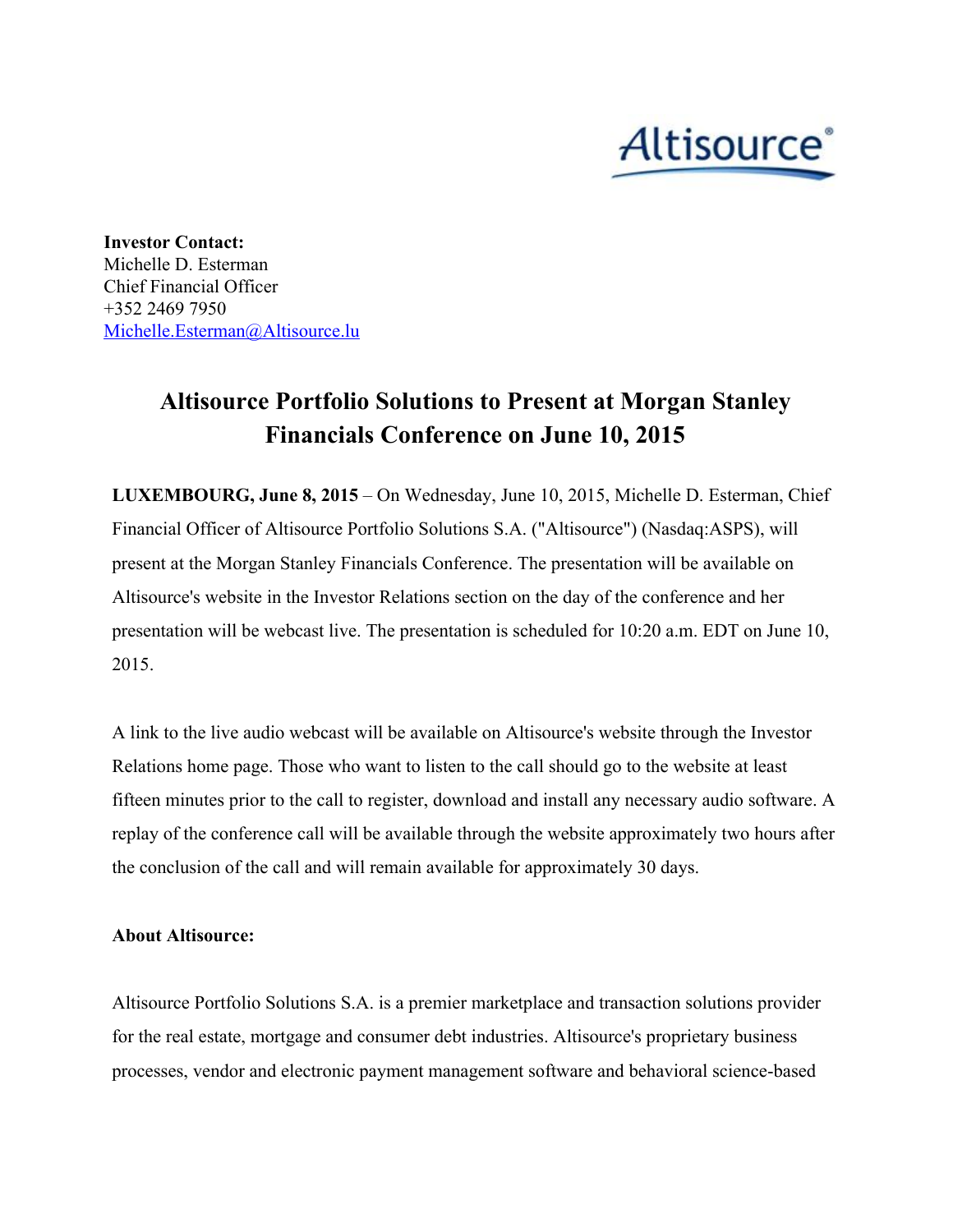**Investor Contact:**
Michelle D. Esterman
Chief Financial Officer
+352 2469 7950
Michelle.Esterman@Altisource.lu

# Altisource Portfolio Solutions to Present at Morgan Stanley Financials Conference on June 10, 2015

**LUXEMBOURG, June 8, 2015** – On Wednesday, June 10, 2015, Michelle D. Esterman, Chief Financial Officer of Altisource Portfolio Solutions S.A. ("Altisource") (Nasdaq:ASPS), will present at the Morgan Stanley Financials Conference. The presentation will be available on Altisource's website in the Investor Relations section on the day of the conference and her presentation will be webcast live. The presentation is scheduled for 10:20 a.m. EDT on June 10, 2015.

A link to the live audio webcast will be available on Altisource's website through the Investor Relations home page. Those who want to listen to the call should go to the website at least fifteen minutes prior to the call to register, download and install any necessary audio software. A replay of the conference call will be available through the website approximately two hours after the conclusion of the call and will remain available for approximately 30 days.

**About Altisource:**

Altisource Portfolio Solutions S.A. is a premier marketplace and transaction solutions provider for the real estate, mortgage and consumer debt industries. Altisource's proprietary business processes, vendor and electronic payment management software and behavioral science-based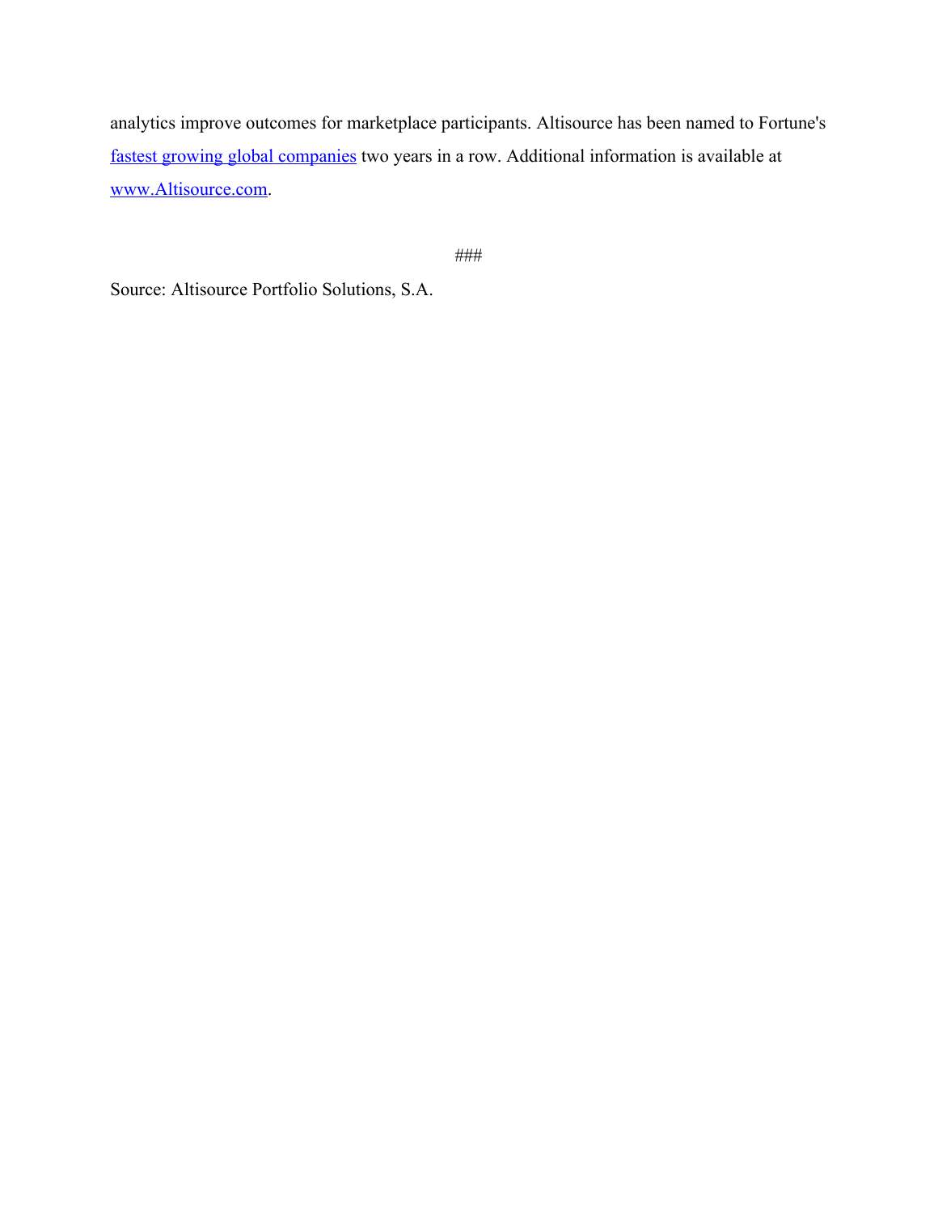analytics improve outcomes for marketplace participants. Altisource has been named to Fortune's fastest growing global companies two years in a row. Additional information is available at www.Altisource.com.

###

Source: Altisource Portfolio Solutions, S.A.